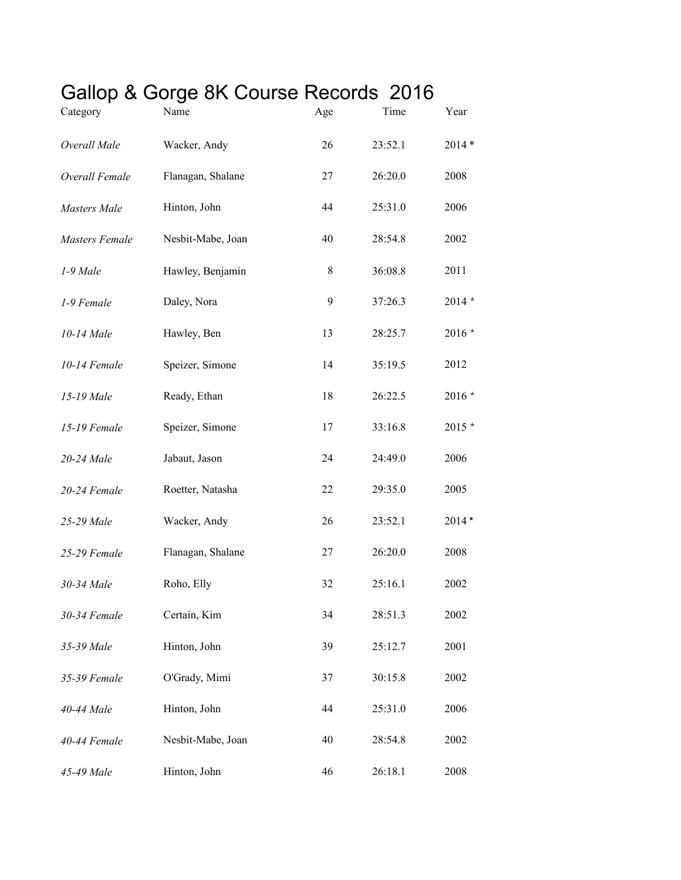# Gallop & Gorge 8K Course Records 2016

| Category | Name | Age | Time | Year |
|---|---|---|---|---|
| *Overall Male* | Wacker, Andy | 26 | 23:52.1 | 2014 * |
| *Overall Female* | Flanagan, Shalane | 27 | 26:20.0 | 2008 |
| *Masters Male* | Hinton, John | 44 | 25:31.0 | 2006 |
| *Masters Female* | Nesbit-Mabe, Joan | 40 | 28:54.8 | 2002 |
| *1-9 Male* | Hawley, Benjamin | 8 | 36:08.8 | 2011 |
| *1-9 Female* | Daley, Nora | 9 | 37:26.3 | 2014 * |
| *10-14 Male* | Hawley, Ben | 13 | 28:25.7 | 2016 * |
| *10-14 Female* | Speizer, Simone | 14 | 35:19.5 | 2012 |
| *15-19 Male* | Ready, Ethan | 18 | 26:22.5 | 2016 * |
| *15-19 Female* | Speizer, Simone | 17 | 33:16.8 | 2015 * |
| *20-24 Male* | Jabaut, Jason | 24 | 24:49.0 | 2006 |
| *20-24 Female* | Roetter, Natasha | 22 | 29:35.0 | 2005 |
| *25-29 Male* | Wacker, Andy | 26 | 23:52.1 | 2014 * |
| *25-29 Female* | Flanagan, Shalane | 27 | 26:20.0 | 2008 |
| *30-34 Male* | Roho, Elly | 32 | 25:16.1 | 2002 |
| *30-34 Female* | Certain, Kim | 34 | 28:51.3 | 2002 |
| *35-39 Male* | Hinton, John | 39 | 25:12.7 | 2001 |
| *35-39 Female* | O'Grady, Mimi | 37 | 30:15.8 | 2002 |
| *40-44 Male* | Hinton, John | 44 | 25:31.0 | 2006 |
| *40-44 Female* | Nesbit-Mabe, Joan | 40 | 28:54.8 | 2002 |
| *45-49 Male* | Hinton, John | 46 | 26:18.1 | 2008 |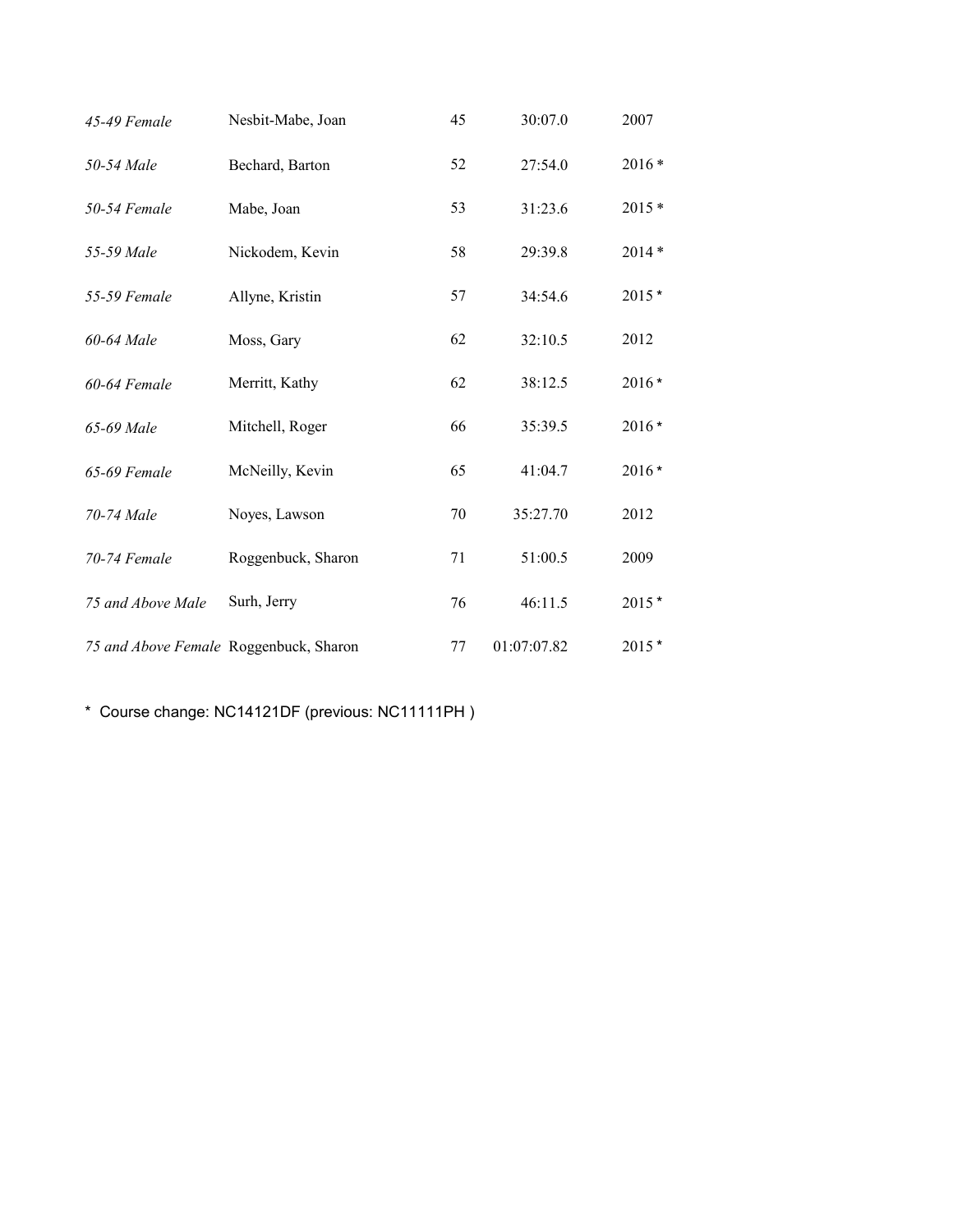| | | | | |
|---|---|---|---|---|
| *45-49 Female* | Nesbit-Mabe, Joan | 45 | 30:07.0 | 2007 |
| *50-54 Male* | Bechard, Barton | 52 | 27:54.0 | 2016 * |
| *50-54 Female* | Mabe, Joan | 53 | 31:23.6 | 2015 * |
| *55-59 Male* | Nickodem, Kevin | 58 | 29:39.8 | 2014 * |
| *55-59 Female* | Allyne, Kristin | 57 | 34:54.6 | 2015 * |
| *60-64 Male* | Moss, Gary | 62 | 32:10.5 | 2012 |
| *60-64 Female* | Merritt, Kathy | 62 | 38:12.5 | 2016 * |
| *65-69 Male* | Mitchell, Roger | 66 | 35:39.5 | 2016 * |
| *65-69 Female* | McNeilly, Kevin | 65 | 41:04.7 | 2016 * |
| *70-74 Male* | Noyes, Lawson | 70 | 35:27.70 | 2012 |
| *70-74 Female* | Roggenbuck, Sharon | 71 | 51:00.5 | 2009 |
| *75 and Above Male* | Surh, Jerry | 76 | 46:11.5 | 2015 * |
| *75 and Above Female* | Roggenbuck, Sharon | 77 | 01:07:07.82 | 2015 * |

* Course change: NC14121DF (previous: NC11111PH )